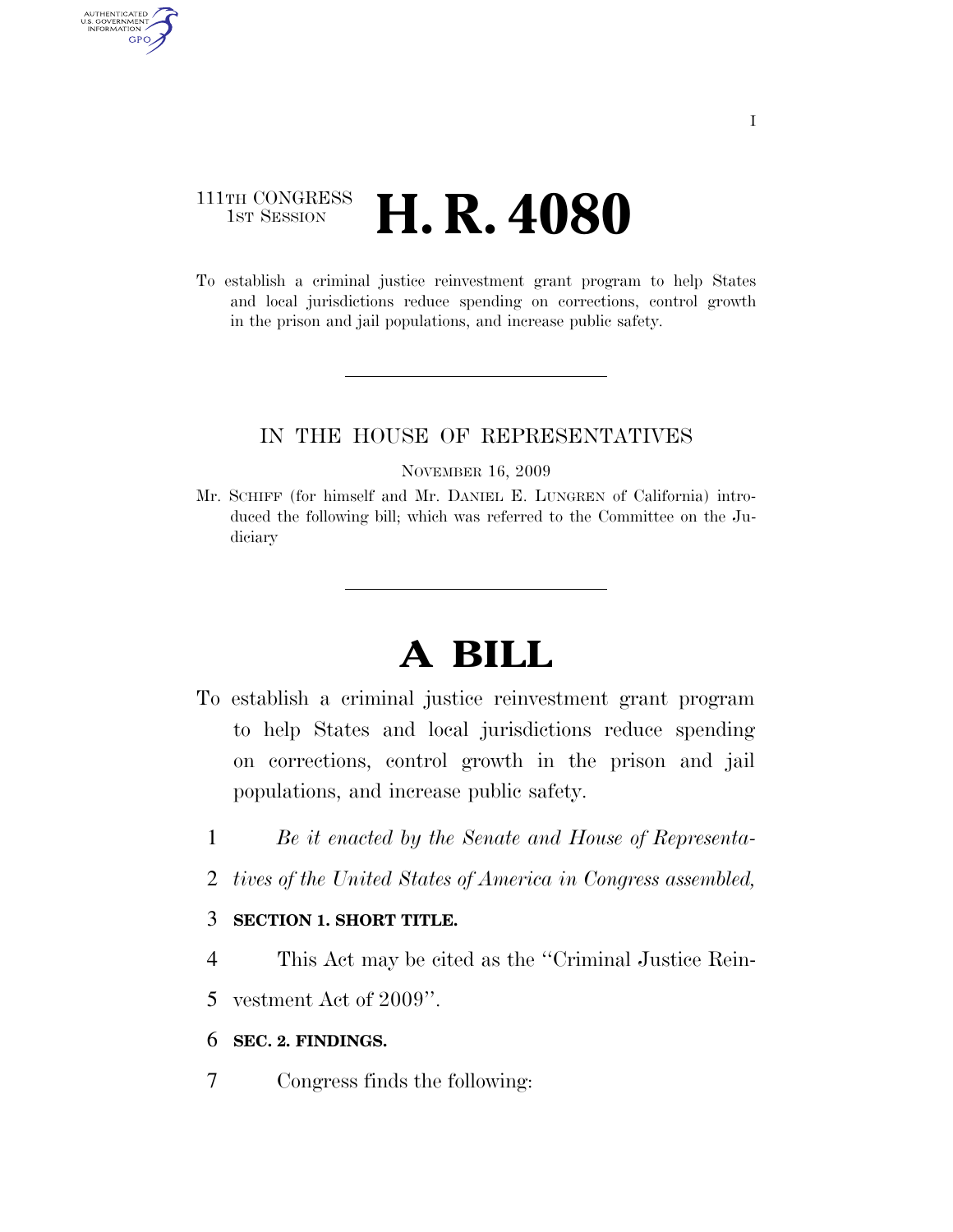111TH CONGRESS
1ST SESSION

# H. R. 4080

To establish a criminal justice reinvestment grant program to help States and local jurisdictions reduce spending on corrections, control growth in the prison and jail populations, and increase public safety.

IN THE HOUSE OF REPRESENTATIVES

NOVEMBER 16, 2009

Mr. SCHIFF (for himself and Mr. DANIEL E. LUNGREN of California) introduced the following bill; which was referred to the Committee on the Judiciary

# A BILL

To establish a criminal justice reinvestment grant program to help States and local jurisdictions reduce spending on corrections, control growth in the prison and jail populations, and increase public safety.

1 *Be it enacted by the Senate and House of Representa-*
2 *tives of the United States of America in Congress assembled,*

3 **SECTION 1. SHORT TITLE.**

4 This Act may be cited as the ''Criminal Justice Rein-
5 vestment Act of 2009''.

6 **SEC. 2. FINDINGS.**

7 Congress finds the following: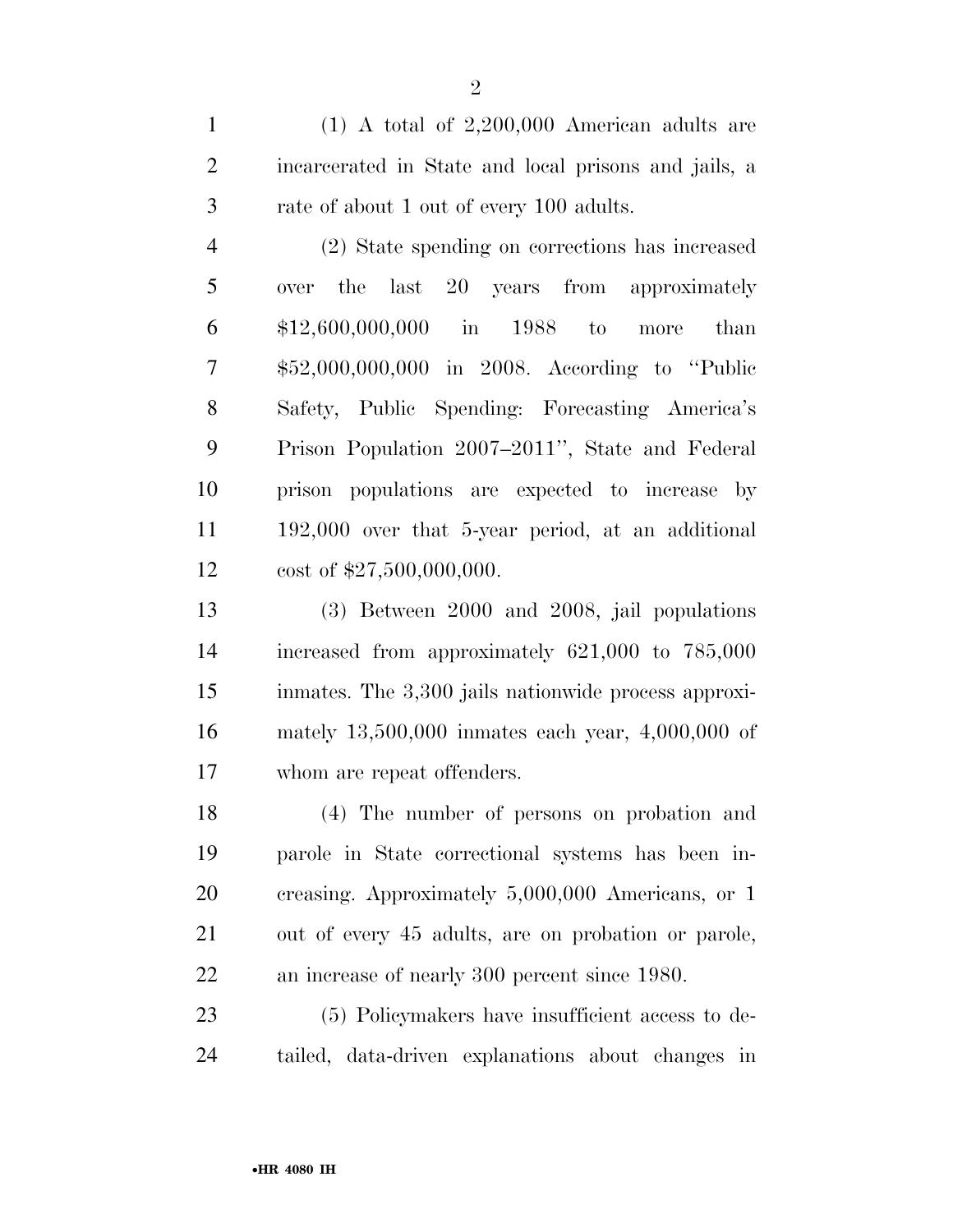(1) A total of 2,200,000 American adults are incarcerated in State and local prisons and jails, a rate of about 1 out of every 100 adults.

(2) State spending on corrections has increased over the last 20 years from approximately $12,600,000,000 in 1988 to more than $52,000,000,000 in 2008. According to ''Public Safety, Public Spending: Forecasting America's Prison Population 2007–2011'', State and Federal prison populations are expected to increase by 192,000 over that 5-year period, at an additional cost of $27,500,000,000.

(3) Between 2000 and 2008, jail populations increased from approximately 621,000 to 785,000 inmates. The 3,300 jails nationwide process approximately 13,500,000 inmates each year, 4,000,000 of whom are repeat offenders.

(4) The number of persons on probation and parole in State correctional systems has been increasing. Approximately 5,000,000 Americans, or 1 out of every 45 adults, are on probation or parole, an increase of nearly 300 percent since 1980.

(5) Policymakers have insufficient access to detailed, data-driven explanations about changes in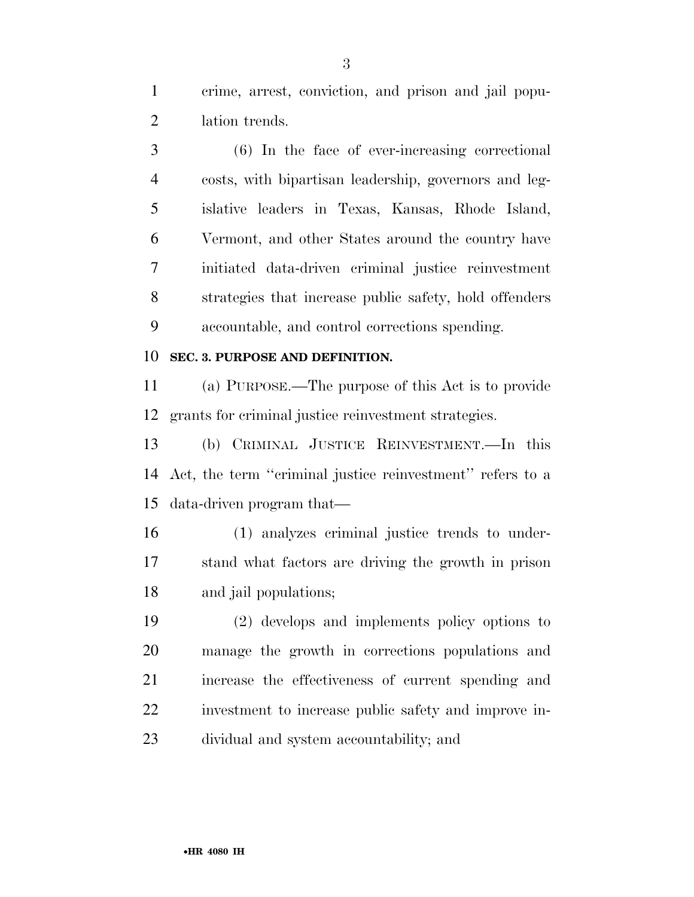crime, arrest, conviction, and prison and jail population trends.

(6) In the face of ever-increasing correctional costs, with bipartisan leadership, governors and legislative leaders in Texas, Kansas, Rhode Island, Vermont, and other States around the country have initiated data-driven criminal justice reinvestment strategies that increase public safety, hold offenders accountable, and control corrections spending.

## SEC. 3. PURPOSE AND DEFINITION.

(a) PURPOSE.—The purpose of this Act is to provide grants for criminal justice reinvestment strategies.

(b) CRIMINAL JUSTICE REINVESTMENT.—In this Act, the term ''criminal justice reinvestment'' refers to a data-driven program that—

(1) analyzes criminal justice trends to understand what factors are driving the growth in prison and jail populations;

(2) develops and implements policy options to manage the growth in corrections populations and increase the effectiveness of current spending and investment to increase public safety and improve individual and system accountability; and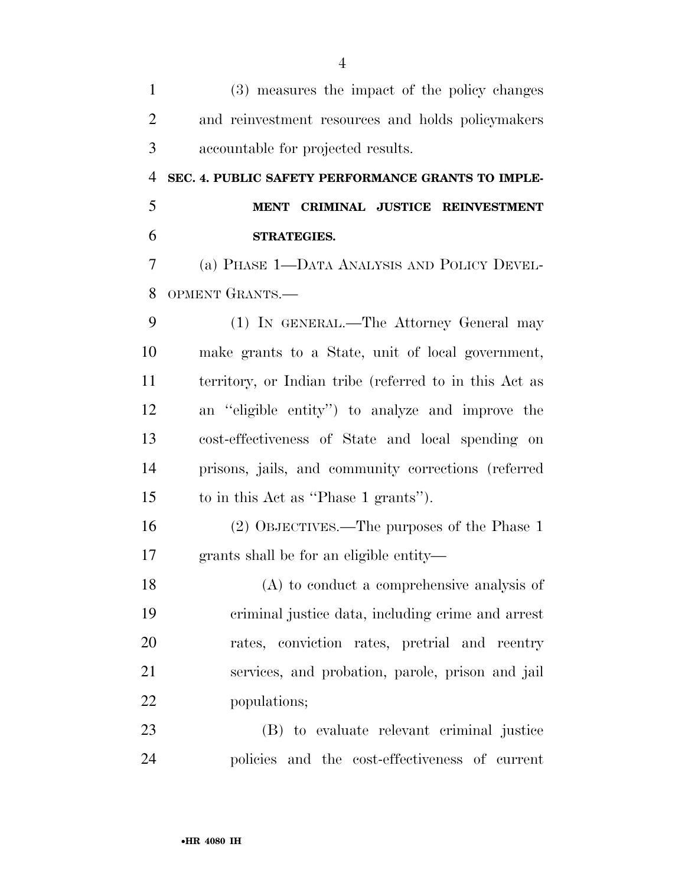(3) measures the impact of the policy changes and reinvestment resources and holds policymakers accountable for projected results.

## SEC. 4. PUBLIC SAFETY PERFORMANCE GRANTS TO IMPLEMENT CRIMINAL JUSTICE REINVESTMENT STRATEGIES.

(a) PHASE 1—DATA ANALYSIS AND POLICY DEVELOPMENT GRANTS.—

(1) IN GENERAL.—The Attorney General may make grants to a State, unit of local government, territory, or Indian tribe (referred to in this Act as an ''eligible entity'') to analyze and improve the cost-effectiveness of State and local spending on prisons, jails, and community corrections (referred to in this Act as ''Phase 1 grants'').

(2) OBJECTIVES.—The purposes of the Phase 1 grants shall be for an eligible entity—

(A) to conduct a comprehensive analysis of criminal justice data, including crime and arrest rates, conviction rates, pretrial and reentry services, and probation, parole, prison and jail populations;

(B) to evaluate relevant criminal justice policies and the cost-effectiveness of current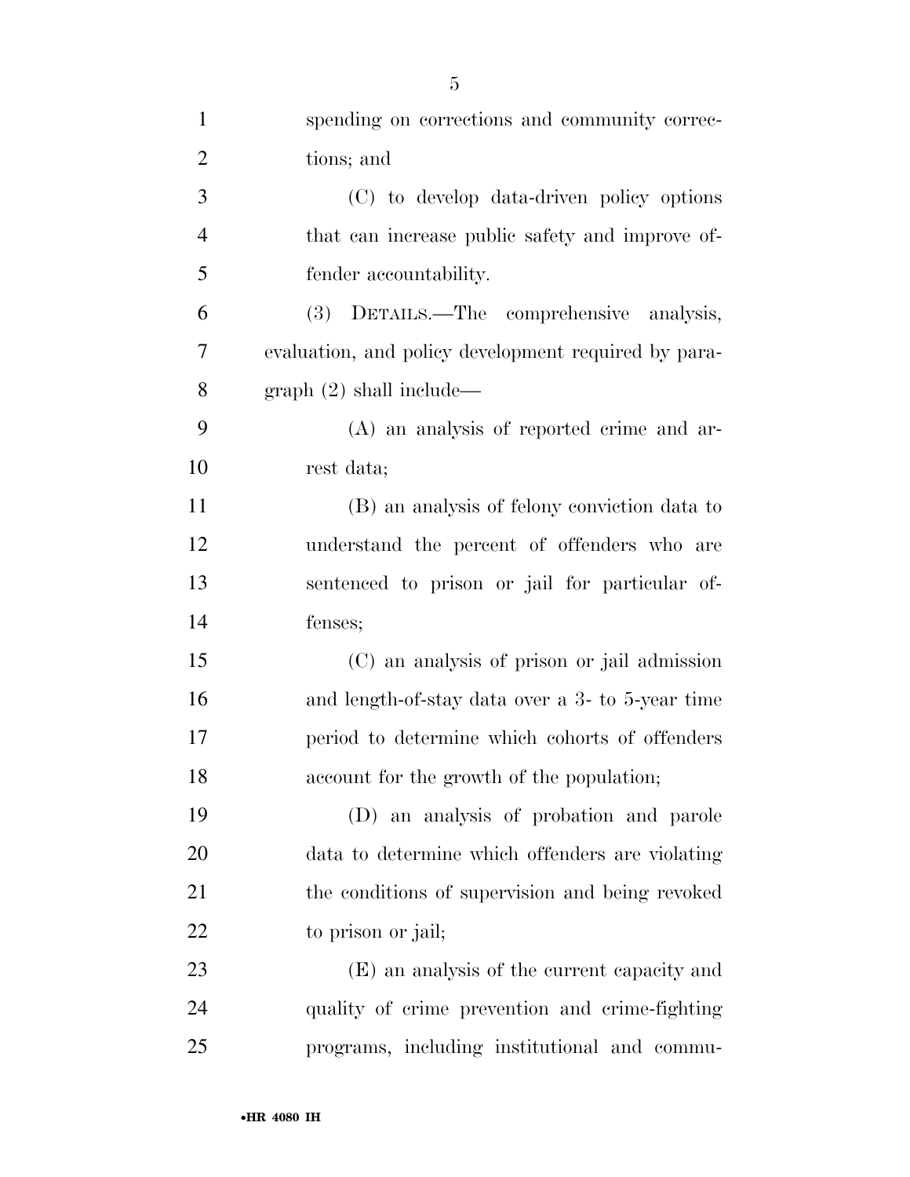spending on corrections and community corrections; and

(C) to develop data-driven policy options that can increase public safety and improve offender accountability.

(3) DETAILS.—The comprehensive analysis, evaluation, and policy development required by paragraph (2) shall include—

(A) an analysis of reported crime and arrest data;

(B) an analysis of felony conviction data to understand the percent of offenders who are sentenced to prison or jail for particular offenses;

(C) an analysis of prison or jail admission and length-of-stay data over a 3- to 5-year time period to determine which cohorts of offenders account for the growth of the population;

(D) an analysis of probation and parole data to determine which offenders are violating the conditions of supervision and being revoked to prison or jail;

(E) an analysis of the current capacity and quality of crime prevention and crime-fighting programs, including institutional and commu-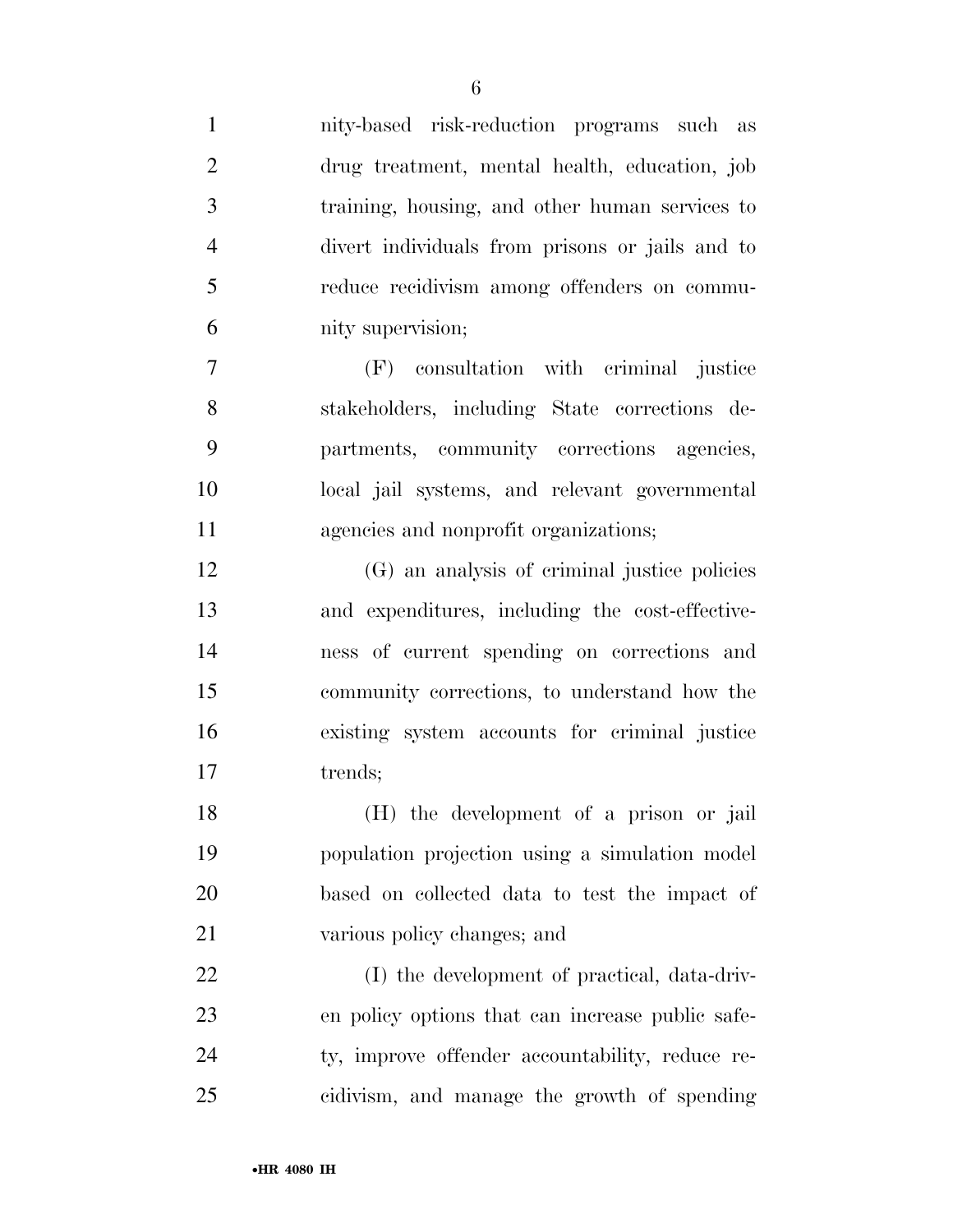nity-based risk-reduction programs such as drug treatment, mental health, education, job training, housing, and other human services to divert individuals from prisons or jails and to reduce recidivism among offenders on community supervision;

(F) consultation with criminal justice stakeholders, including State corrections departments, community corrections agencies, local jail systems, and relevant governmental agencies and nonprofit organizations;

(G) an analysis of criminal justice policies and expenditures, including the cost-effectiveness of current spending on corrections and community corrections, to understand how the existing system accounts for criminal justice trends;

(H) the development of a prison or jail population projection using a simulation model based on collected data to test the impact of various policy changes; and

(I) the development of practical, data-driven policy options that can increase public safety, improve offender accountability, reduce recidivism, and manage the growth of spending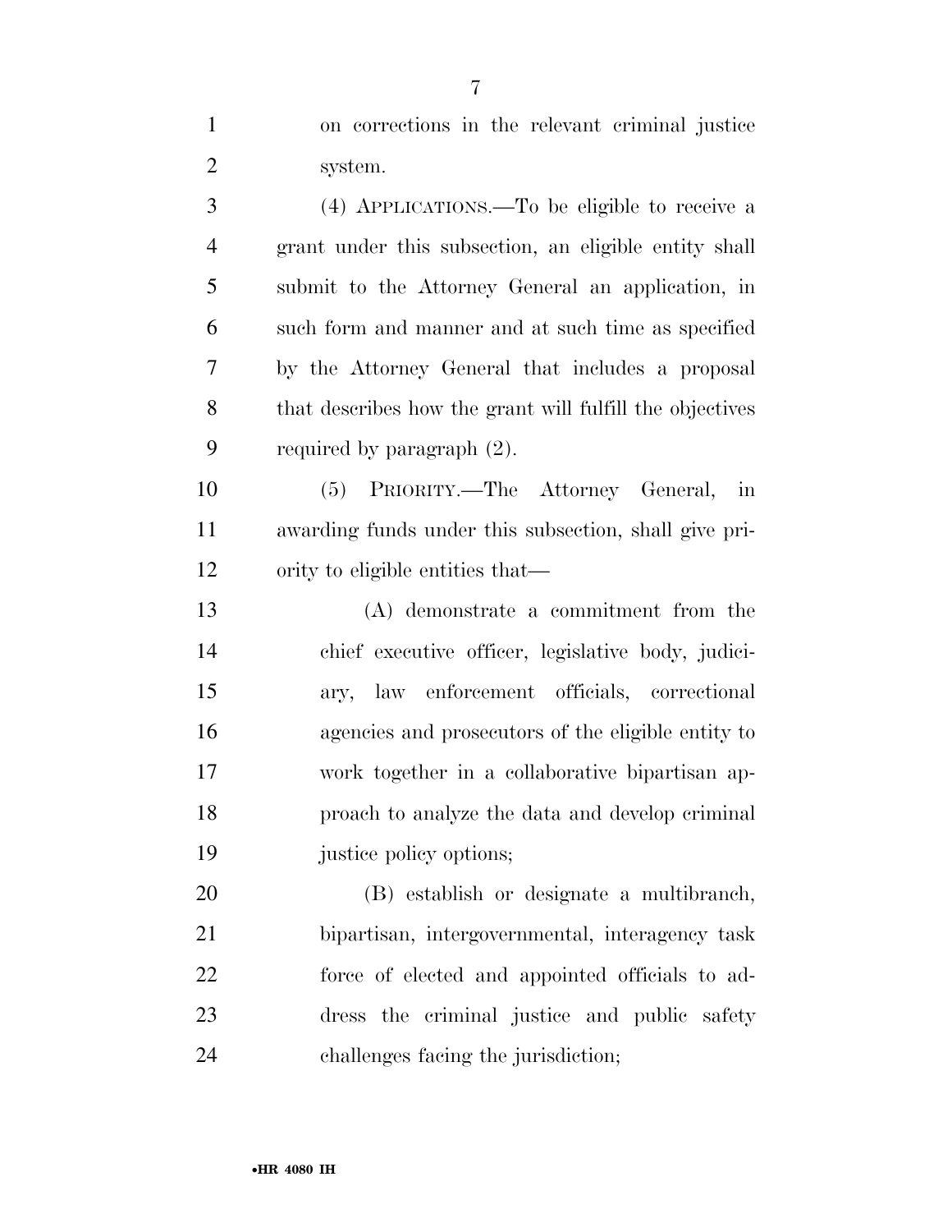on corrections in the relevant criminal justice system.

(4) APPLICATIONS.—To be eligible to receive a grant under this subsection, an eligible entity shall submit to the Attorney General an application, in such form and manner and at such time as specified by the Attorney General that includes a proposal that describes how the grant will fulfill the objectives required by paragraph (2).

(5) PRIORITY.—The Attorney General, in awarding funds under this subsection, shall give priority to eligible entities that—

(A) demonstrate a commitment from the chief executive officer, legislative body, judiciary, law enforcement officials, correctional agencies and prosecutors of the eligible entity to work together in a collaborative bipartisan approach to analyze the data and develop criminal justice policy options;

(B) establish or designate a multibranch, bipartisan, intergovernmental, interagency task force of elected and appointed officials to address the criminal justice and public safety challenges facing the jurisdiction;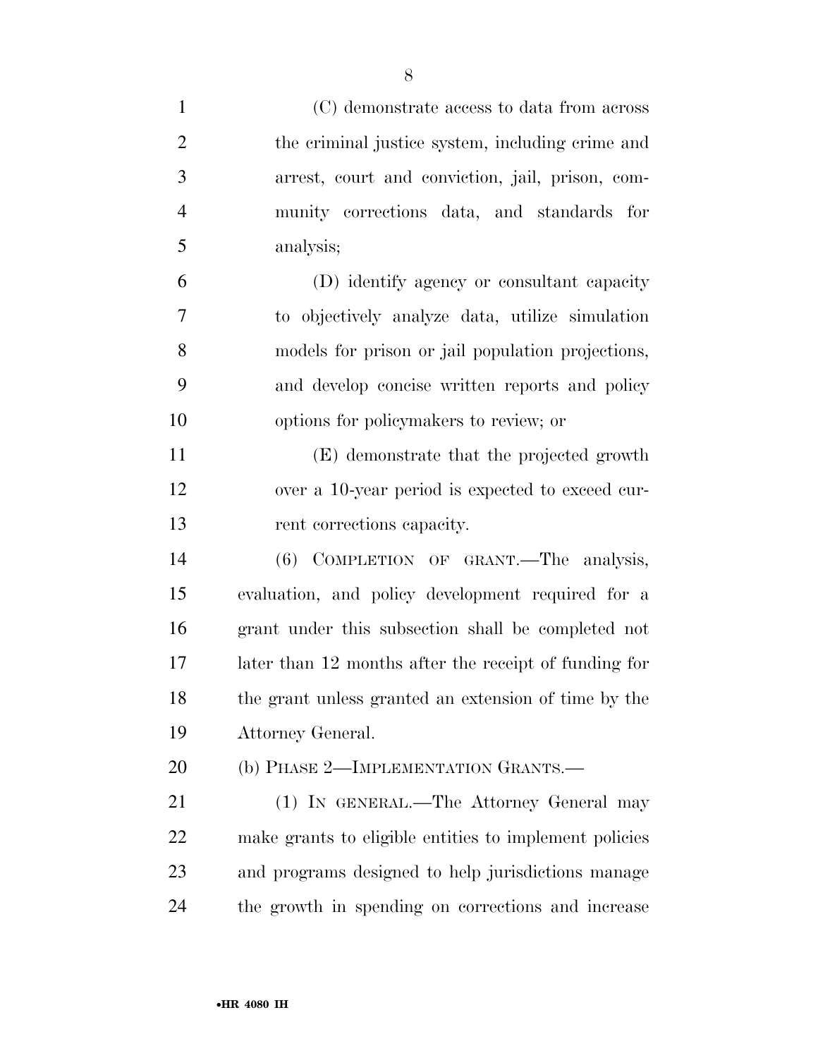(C) demonstrate access to data from across the criminal justice system, including crime and arrest, court and conviction, jail, prison, community corrections data, and standards for analysis;

(D) identify agency or consultant capacity to objectively analyze data, utilize simulation models for prison or jail population projections, and develop concise written reports and policy options for policymakers to review; or

(E) demonstrate that the projected growth over a 10-year period is expected to exceed current corrections capacity.

(6) COMPLETION OF GRANT.—The analysis, evaluation, and policy development required for a grant under this subsection shall be completed not later than 12 months after the receipt of funding for the grant unless granted an extension of time by the Attorney General.

(b) PHASE 2—IMPLEMENTATION GRANTS.—

(1) IN GENERAL.—The Attorney General may make grants to eligible entities to implement policies and programs designed to help jurisdictions manage the growth in spending on corrections and increase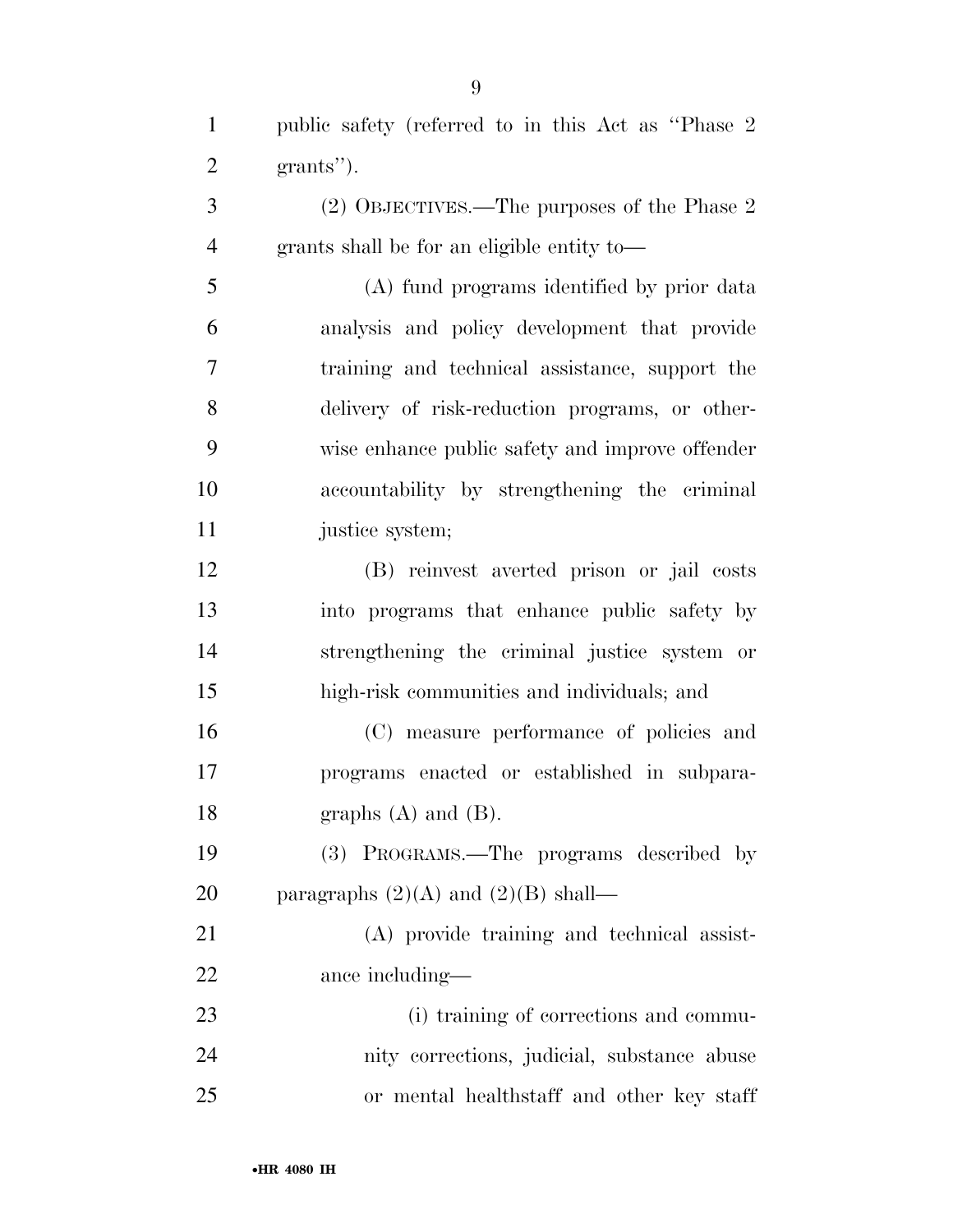public safety (referred to in this Act as ''Phase 2 grants'').

(2) OBJECTIVES.—The purposes of the Phase 2 grants shall be for an eligible entity to—

(A) fund programs identified by prior data analysis and policy development that provide training and technical assistance, support the delivery of risk-reduction programs, or otherwise enhance public safety and improve offender accountability by strengthening the criminal justice system;

(B) reinvest averted prison or jail costs into programs that enhance public safety by strengthening the criminal justice system or high-risk communities and individuals; and

(C) measure performance of policies and programs enacted or established in subparagraphs (A) and (B).

(3) PROGRAMS.—The programs described by paragraphs (2)(A) and (2)(B) shall—

(A) provide training and technical assistance including—

(i) training of corrections and community corrections, judicial, substance abuse or mental healthstaff and other key staff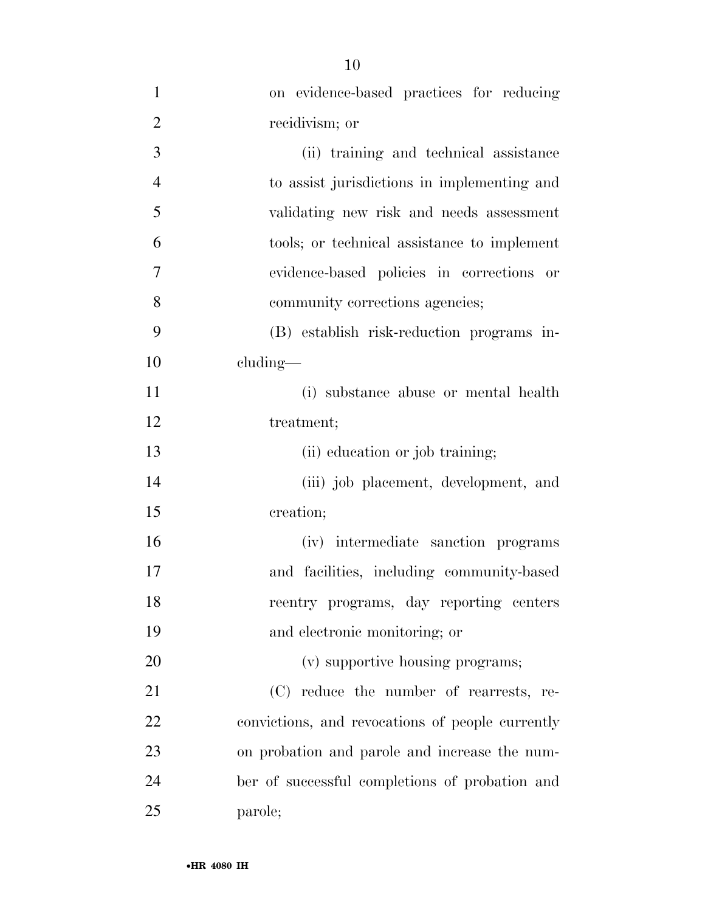on evidence-based practices for reducing recidivism; or

(ii) training and technical assistance to assist jurisdictions in implementing and validating new risk and needs assessment tools; or technical assistance to implement evidence-based policies in corrections or community corrections agencies;

(B) establish risk-reduction programs including—

(i) substance abuse or mental health treatment;

(ii) education or job training;

(iii) job placement, development, and creation;

(iv) intermediate sanction programs and facilities, including community-based reentry programs, day reporting centers and electronic monitoring; or

(v) supportive housing programs;

(C) reduce the number of rearrests, reconvictions, and revocations of people currently on probation and parole and increase the number of successful completions of probation and parole;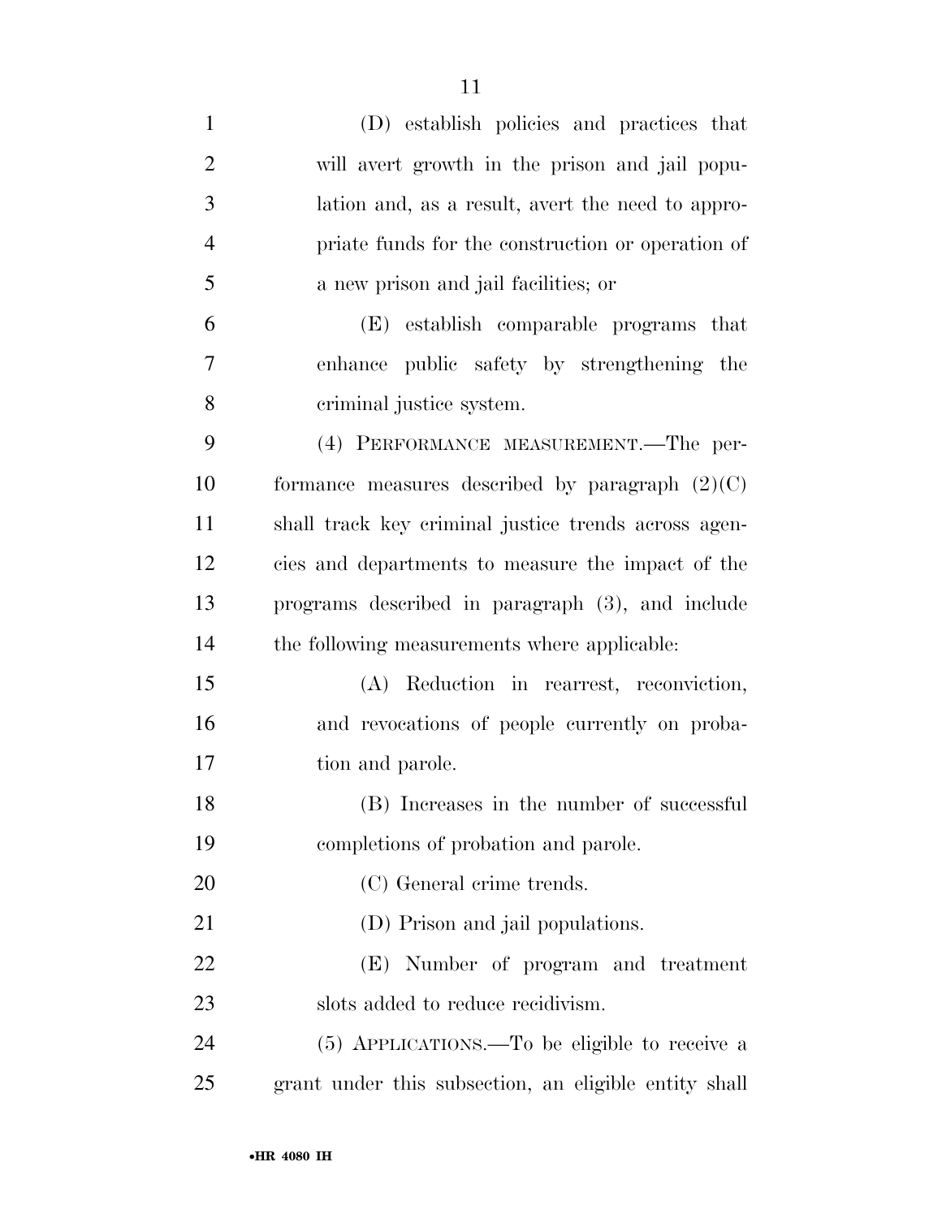(D) establish policies and practices that will avert growth in the prison and jail population and, as a result, avert the need to appropriate funds for the construction or operation of a new prison and jail facilities; or

(E) establish comparable programs that enhance public safety by strengthening the criminal justice system.

(4) PERFORMANCE MEASUREMENT.—The performance measures described by paragraph (2)(C) shall track key criminal justice trends across agencies and departments to measure the impact of the programs described in paragraph (3), and include the following measurements where applicable:

(A) Reduction in rearrest, reconviction, and revocations of people currently on probation and parole.

(B) Increases in the number of successful completions of probation and parole.

(C) General crime trends.

(D) Prison and jail populations.

(E) Number of program and treatment slots added to reduce recidivism.

(5) APPLICATIONS.—To be eligible to receive a grant under this subsection, an eligible entity shall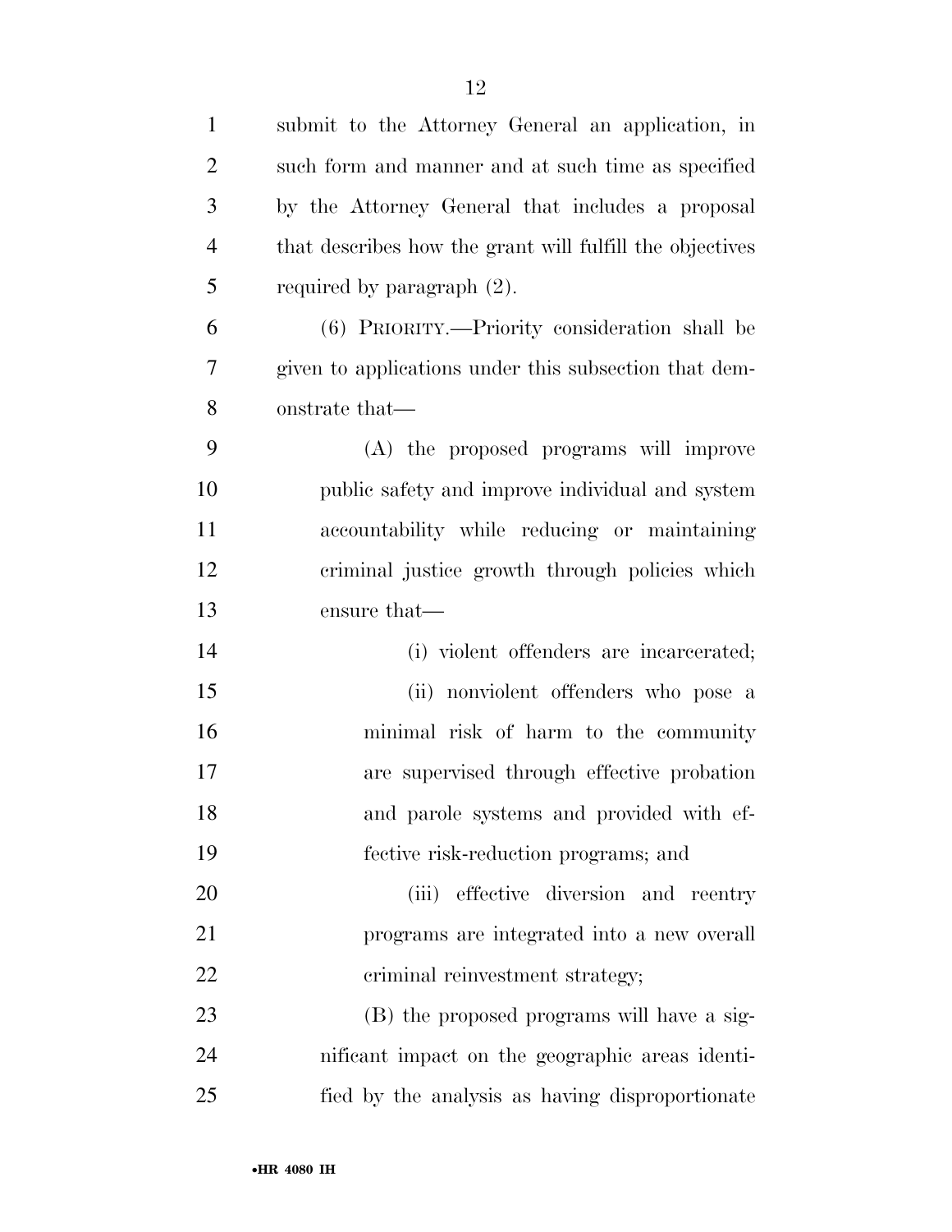submit to the Attorney General an application, in such form and manner and at such time as specified by the Attorney General that includes a proposal that describes how the grant will fulfill the objectives required by paragraph (2).

(6) PRIORITY.—Priority consideration shall be given to applications under this subsection that demonstrate that—

(A) the proposed programs will improve public safety and improve individual and system accountability while reducing or maintaining criminal justice growth through policies which ensure that—

(i) violent offenders are incarcerated;

(ii) nonviolent offenders who pose a minimal risk of harm to the community are supervised through effective probation and parole systems and provided with effective risk-reduction programs; and

(iii) effective diversion and reentry programs are integrated into a new overall criminal reinvestment strategy;

(B) the proposed programs will have a significant impact on the geographic areas identified by the analysis as having disproportionate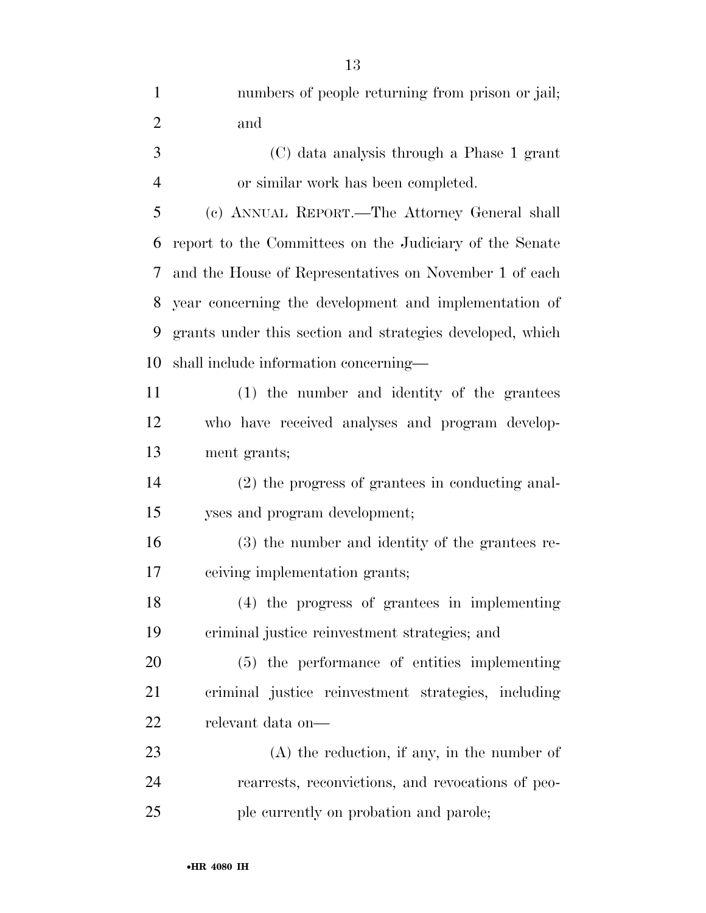numbers of people returning from prison or jail; and

(C) data analysis through a Phase 1 grant or similar work has been completed.

(c) ANNUAL REPORT.—The Attorney General shall report to the Committees on the Judiciary of the Senate and the House of Representatives on November 1 of each year concerning the development and implementation of grants under this section and strategies developed, which shall include information concerning—

(1) the number and identity of the grantees who have received analyses and program development grants;

(2) the progress of grantees in conducting analyses and program development;

(3) the number and identity of the grantees receiving implementation grants;

(4) the progress of grantees in implementing criminal justice reinvestment strategies; and

(5) the performance of entities implementing criminal justice reinvestment strategies, including relevant data on—

(A) the reduction, if any, in the number of rearrests, reconvictions, and revocations of people currently on probation and parole;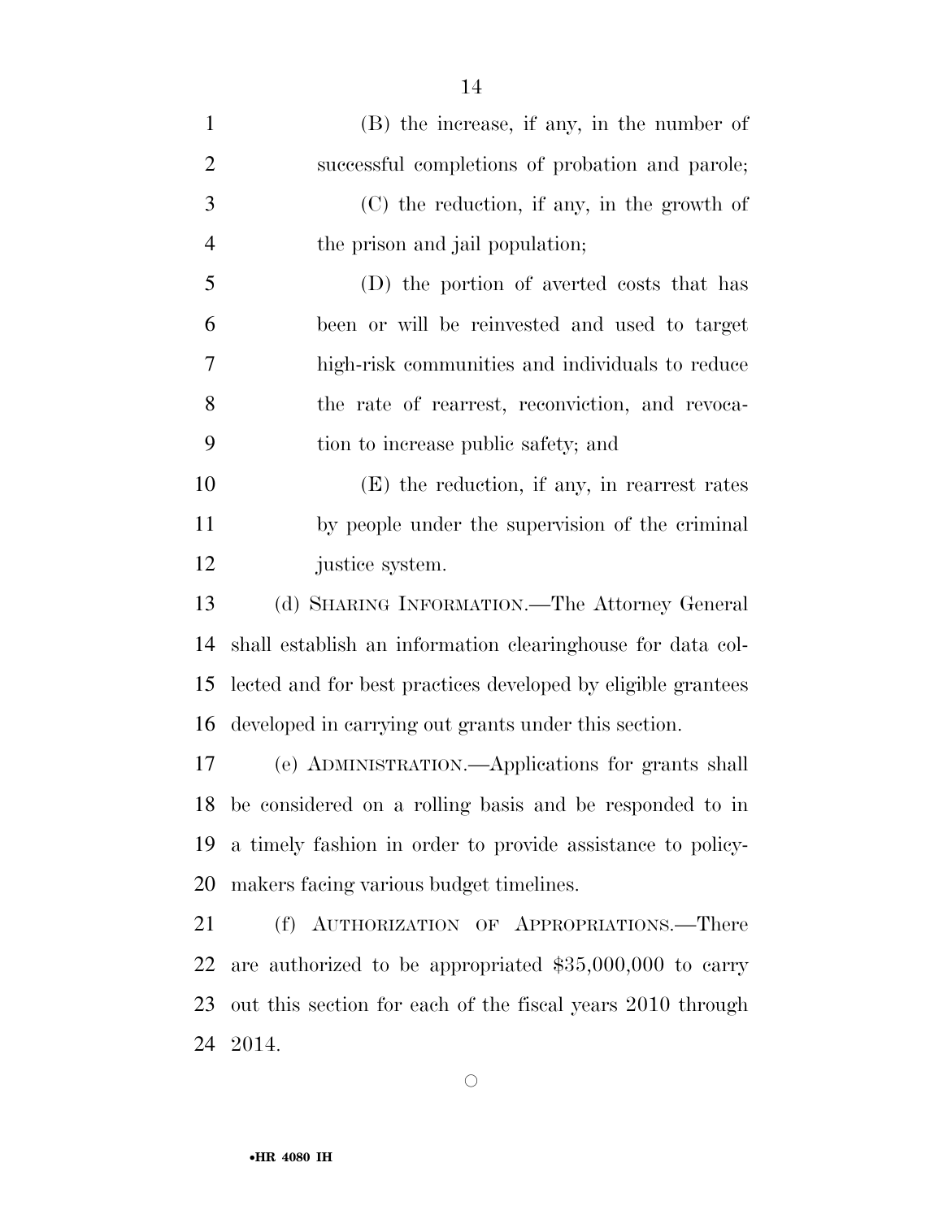(B) the increase, if any, in the number of successful completions of probation and parole;

(C) the reduction, if any, in the growth of the prison and jail population;

(D) the portion of averted costs that has been or will be reinvested and used to target high-risk communities and individuals to reduce the rate of rearrest, reconviction, and revocation to increase public safety; and

(E) the reduction, if any, in rearrest rates by people under the supervision of the criminal justice system.

(d) SHARING INFORMATION.—The Attorney General shall establish an information clearinghouse for data collected and for best practices developed by eligible grantees developed in carrying out grants under this section.

(e) ADMINISTRATION.—Applications for grants shall be considered on a rolling basis and be responded to in a timely fashion in order to provide assistance to policymakers facing various budget timelines.

(f) AUTHORIZATION OF APPROPRIATIONS.—There are authorized to be appropriated $35,000,000 to carry out this section for each of the fiscal years 2010 through 2014.